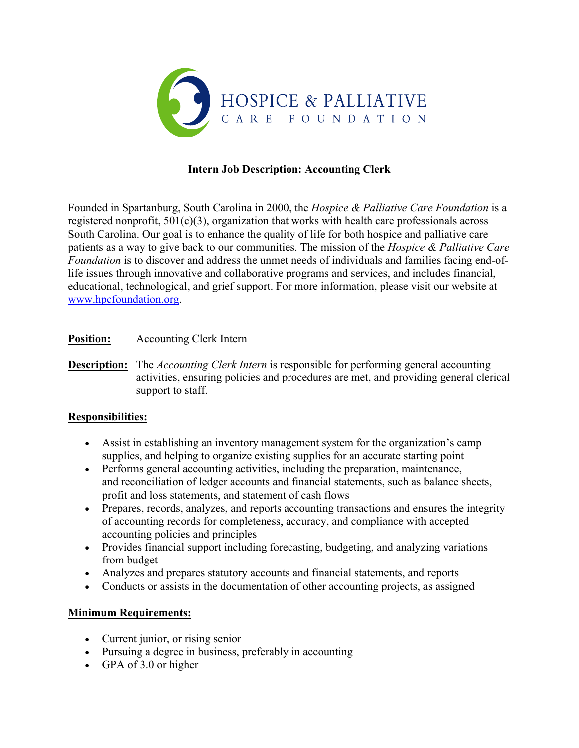HOSPICE & PALLIATIVE
CARE FOUNDATION

**Intern Job Description: Accounting Clerk**

Founded in Spartanburg, South Carolina in 2000, the *Hospice & Palliative Care Foundation* is a registered nonprofit, 501(c)(3), organization that works with health care professionals across South Carolina. Our goal is to enhance the quality of life for both hospice and palliative care patients as a way to give back to our communities. The mission of the *Hospice & Palliative Care Foundation* is to discover and address the unmet needs of individuals and families facing end-of-life issues through innovative and collaborative programs and services, and includes financial, educational, technological, and grief support. For more information, please visit our website at [www.hpcfoundation.org](www.hpcfoundation.org).

**Position:** Accounting Clerk Intern

**Description:** The *Accounting Clerk Intern* is responsible for performing general accounting activities, ensuring policies and procedures are met, and providing general clerical support to staff.

**Responsibilities:**

- Assist in establishing an inventory management system for the organization's camp supplies, and helping to organize existing supplies for an accurate starting point
- Performs general accounting activities, including the preparation, maintenance, and reconciliation of ledger accounts and financial statements, such as balance sheets, profit and loss statements, and statement of cash flows
- Prepares, records, analyzes, and reports accounting transactions and ensures the integrity of accounting records for completeness, accuracy, and compliance with accepted accounting policies and principles
- Provides financial support including forecasting, budgeting, and analyzing variations from budget
- Analyzes and prepares statutory accounts and financial statements, and reports
- Conducts or assists in the documentation of other accounting projects, as assigned

**Minimum Requirements:**

- Current junior, or rising senior
- Pursuing a degree in business, preferably in accounting
- GPA of 3.0 or higher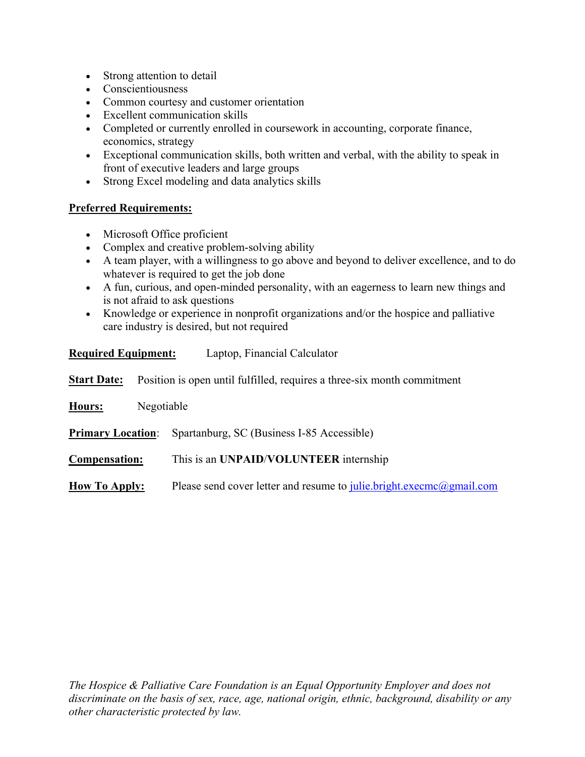- Strong attention to detail
- Conscientiousness
- Common courtesy and customer orientation
- Excellent communication skills
- Completed or currently enrolled in coursework in accounting, corporate finance, economics, strategy
- Exceptional communication skills, both written and verbal, with the ability to speak in front of executive leaders and large groups
- Strong Excel modeling and data analytics skills

**Preferred Requirements:**

- Microsoft Office proficient
- Complex and creative problem-solving ability
- A team player, with a willingness to go above and beyond to deliver excellence, and to do whatever is required to get the job done
- A fun, curious, and open-minded personality, with an eagerness to learn new things and is not afraid to ask questions
- Knowledge or experience in nonprofit organizations and/or the hospice and palliative care industry is desired, but not required

**Required Equipment:** Laptop, Financial Calculator

**Start Date:** Position is open until fulfilled, requires a three-six month commitment

**Hours:** Negotiable

**Primary Location**: Spartanburg, SC (Business I-85 Accessible)

**Compensation:** This is an **UNPAID**/**VOLUNTEER** internship

**How To Apply:** Please send cover letter and resume to julie.bright.execmc@gmail.com

*The Hospice & Palliative Care Foundation is an Equal Opportunity Employer and does not discriminate on the basis of sex, race, age, national origin, ethnic, background, disability or any other characteristic protected by law.*